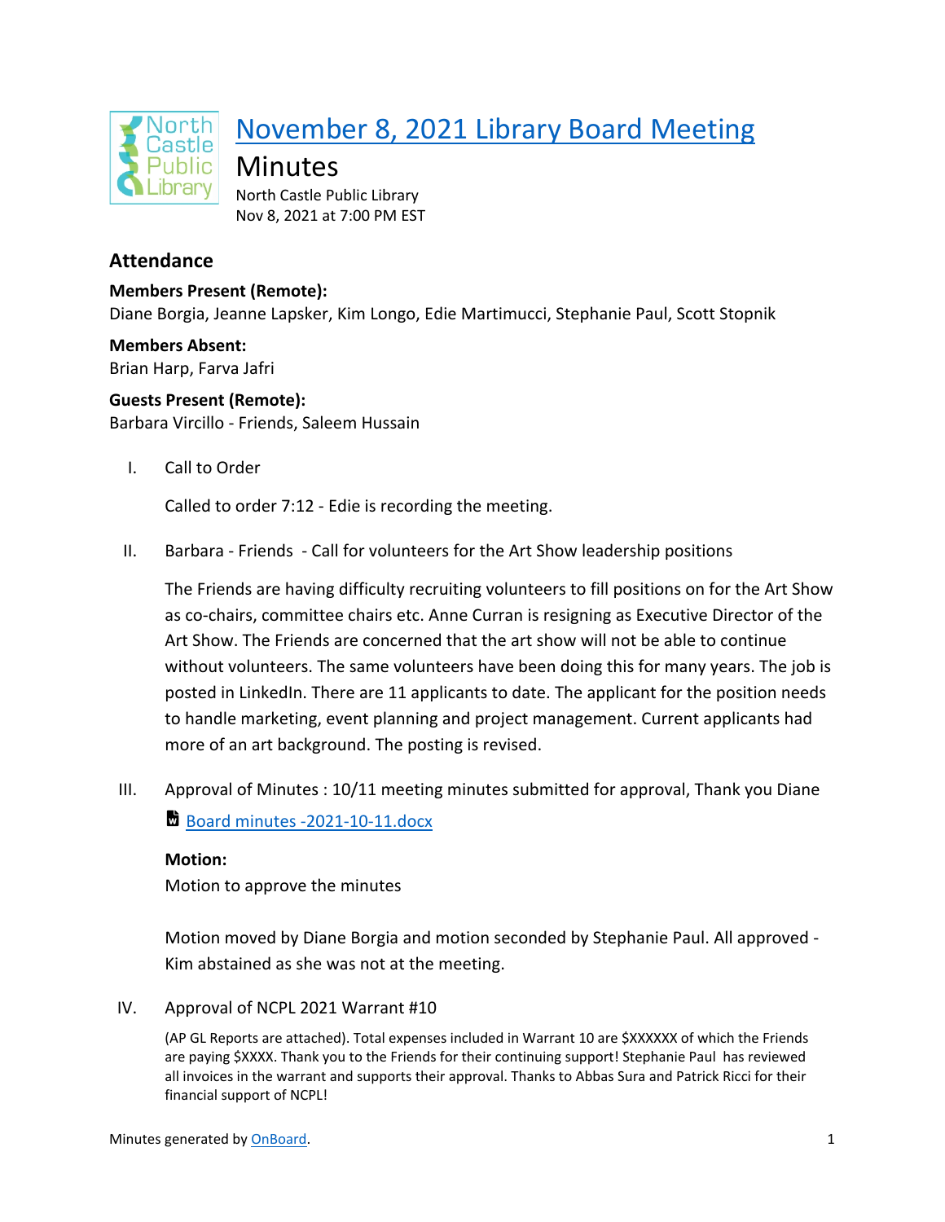# November 8, 2021 Library Board Meeting

## Minutes

North Castle Public Library
Nov 8, 2021 at 7:00 PM EST

## Attendance

**Members Present (Remote):**
Diane Borgia, Jeanne Lapsker, Kim Longo, Edie Martimucci, Stephanie Paul, Scott Stopnik

**Members Absent:**
Brian Harp, Farva Jafri

**Guests Present (Remote):**
Barbara Vircillo - Friends, Saleem Hussain

I. Call to Order

Called to order 7:12 - Edie is recording the meeting.

II. Barbara - Friends - Call for volunteers for the Art Show leadership positions

The Friends are having difficulty recruiting volunteers to fill positions on for the Art Show as co-chairs, committee chairs etc. Anne Curran is resigning as Executive Director of the Art Show. The Friends are concerned that the art show will not be able to continue without volunteers. The same volunteers have been doing this for many years. The job is posted in LinkedIn. There are 11 applicants to date. The applicant for the position needs to handle marketing, event planning and project management. Current applicants had more of an art background. The posting is revised.

III. Approval of Minutes : 10/11 meeting minutes submitted for approval, Thank you Diane

Board minutes -2021-10-11.docx

**Motion:**
Motion to approve the minutes

Motion moved by Diane Borgia and motion seconded by Stephanie Paul. All approved - Kim abstained as she was not at the meeting.

IV. Approval of NCPL 2021 Warrant #10

(AP GL Reports are attached). Total expenses included in Warrant 10 are $XXXXXX of which the Friends are paying $XXXX. Thank you to the Friends for their continuing support! Stephanie Paul has reviewed all invoices in the warrant and supports their approval. Thanks to Abbas Sura and Patrick Ricci for their financial support of NCPL!

Minutes generated by OnBoard.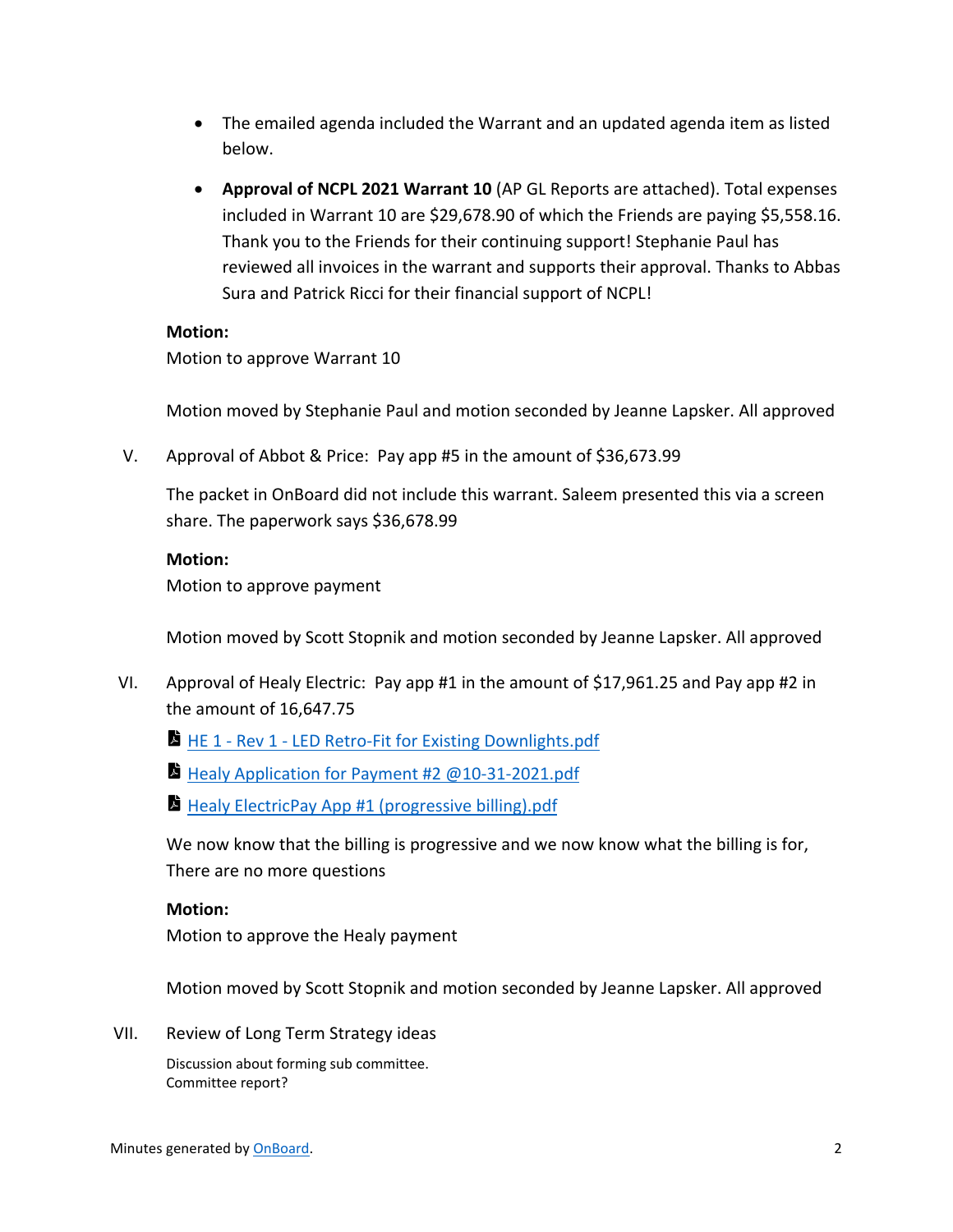- The emailed agenda included the Warrant and an updated agenda item as listed below.
- **Approval of NCPL 2021 Warrant 10** (AP GL Reports are attached). Total expenses included in Warrant 10 are $29,678.90 of which the Friends are paying $5,558.16. Thank you to the Friends for their continuing support! Stephanie Paul has reviewed all invoices in the warrant and supports their approval. Thanks to Abbas Sura and Patrick Ricci for their financial support of NCPL!

**Motion:**
Motion to approve Warrant 10

Motion moved by Stephanie Paul and motion seconded by Jeanne Lapsker. All approved

V. Approval of Abbot & Price: Pay app #5 in the amount of $36,673.99

The packet in OnBoard did not include this warrant. Saleem presented this via a screen share. The paperwork says $36,678.99

**Motion:**
Motion to approve payment

Motion moved by Scott Stopnik and motion seconded by Jeanne Lapsker. All approved

VI. Approval of Healy Electric: Pay app #1 in the amount of $17,961.25 and Pay app #2 in the amount of 16,647.75

- HE 1 - Rev 1 - LED Retro-Fit for Existing Downlights.pdf
- Healy Application for Payment #2 @10-31-2021.pdf
- Healy ElectricPay App #1 (progressive billing).pdf

We now know that the billing is progressive and we now know what the billing is for, There are no more questions

**Motion:**
Motion to approve the Healy payment

Motion moved by Scott Stopnik and motion seconded by Jeanne Lapsker. All approved

VII. Review of Long Term Strategy ideas

Discussion about forming sub committee.
Committee report?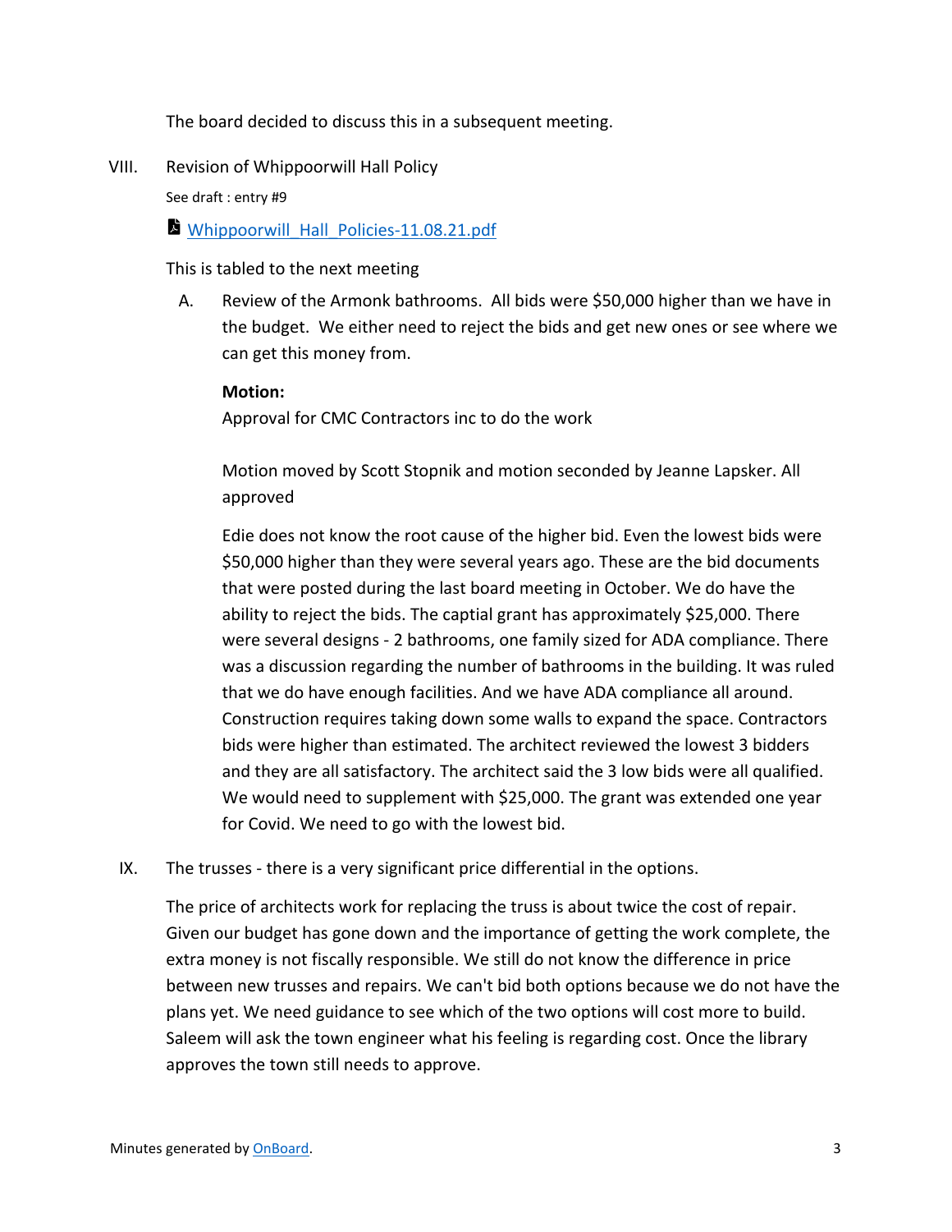The board decided to discuss this in a subsequent meeting.

VIII. Revision of Whippoorwill Hall Policy

See draft : entry #9

Whippoorwill_Hall_Policies-11.08.21.pdf

This is tabled to the next meeting

A. Review of the Armonk bathrooms. All bids were $50,000 higher than we have in the budget. We either need to reject the bids and get new ones or see where we can get this money from.

**Motion:**
Approval for CMC Contractors inc to do the work

Motion moved by Scott Stopnik and motion seconded by Jeanne Lapsker. All approved

Edie does not know the root cause of the higher bid. Even the lowest bids were $50,000 higher than they were several years ago. These are the bid documents that were posted during the last board meeting in October. We do have the ability to reject the bids. The captial grant has approximately $25,000. There were several designs - 2 bathrooms, one family sized for ADA compliance. There was a discussion regarding the number of bathrooms in the building. It was ruled that we do have enough facilities. And we have ADA compliance all around. Construction requires taking down some walls to expand the space. Contractors bids were higher than estimated. The architect reviewed the lowest 3 bidders and they are all satisfactory. The architect said the 3 low bids were all qualified. We would need to supplement with $25,000. The grant was extended one year for Covid. We need to go with the lowest bid.

IX. The trusses - there is a very significant price differential in the options.

The price of architects work for replacing the truss is about twice the cost of repair. Given our budget has gone down and the importance of getting the work complete, the extra money is not fiscally responsible. We still do not know the difference in price between new trusses and repairs. We can't bid both options because we do not have the plans yet. We need guidance to see which of the two options will cost more to build. Saleem will ask the town engineer what his feeling is regarding cost. Once the library approves the town still needs to approve.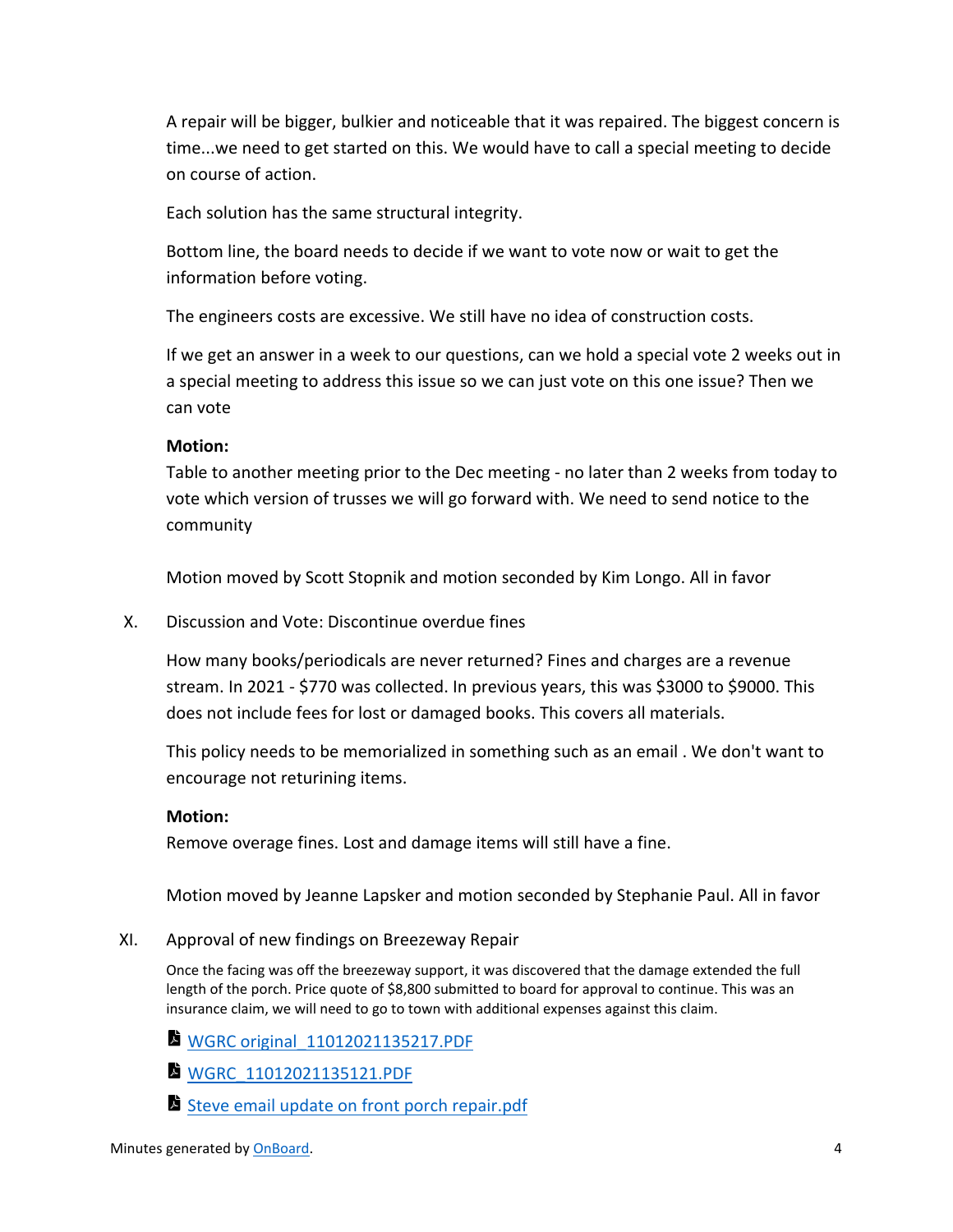A repair will be bigger, bulkier and noticeable that it was repaired. The biggest concern is time...we need to get started on this. We would have to call a special meeting to decide on course of action.

Each solution has the same structural integrity.

Bottom line, the board needs to decide if we want to vote now or wait to get the information before voting.

The engineers costs are excessive. We still have no idea of construction costs.

If we get an answer in a week to our questions, can we hold a special vote 2 weeks out in a special meeting to address this issue so we can just vote on this one issue? Then we can vote

**Motion:**
Table to another meeting prior to the Dec meeting - no later than 2 weeks from today to vote which version of trusses we will go forward with. We need to send notice to the community

Motion moved by Scott Stopnik and motion seconded by Kim Longo. All in favor

X. Discussion and Vote: Discontinue overdue fines

How many books/periodicals are never returned? Fines and charges are a revenue stream. In 2021 - $770 was collected. In previous years, this was $3000 to $9000. This does not include fees for lost or damaged books. This covers all materials.

This policy needs to be memorialized in something such as an email . We don't want to encourage not returining items.

**Motion:**
Remove overage fines. Lost and damage items will still have a fine.

Motion moved by Jeanne Lapsker and motion seconded by Stephanie Paul. All in favor

XI. Approval of new findings on Breezeway Repair

Once the facing was off the breezeway support, it was discovered that the damage extended the full length of the porch. Price quote of $8,800 submitted to board for approval to continue. This was an insurance claim, we will need to go to town with additional expenses against this claim.

- WGRC original_11012021135217.PDF
- WGRC_11012021135121.PDF
- Steve email update on front porch repair.pdf

Minutes generated by OnBoard.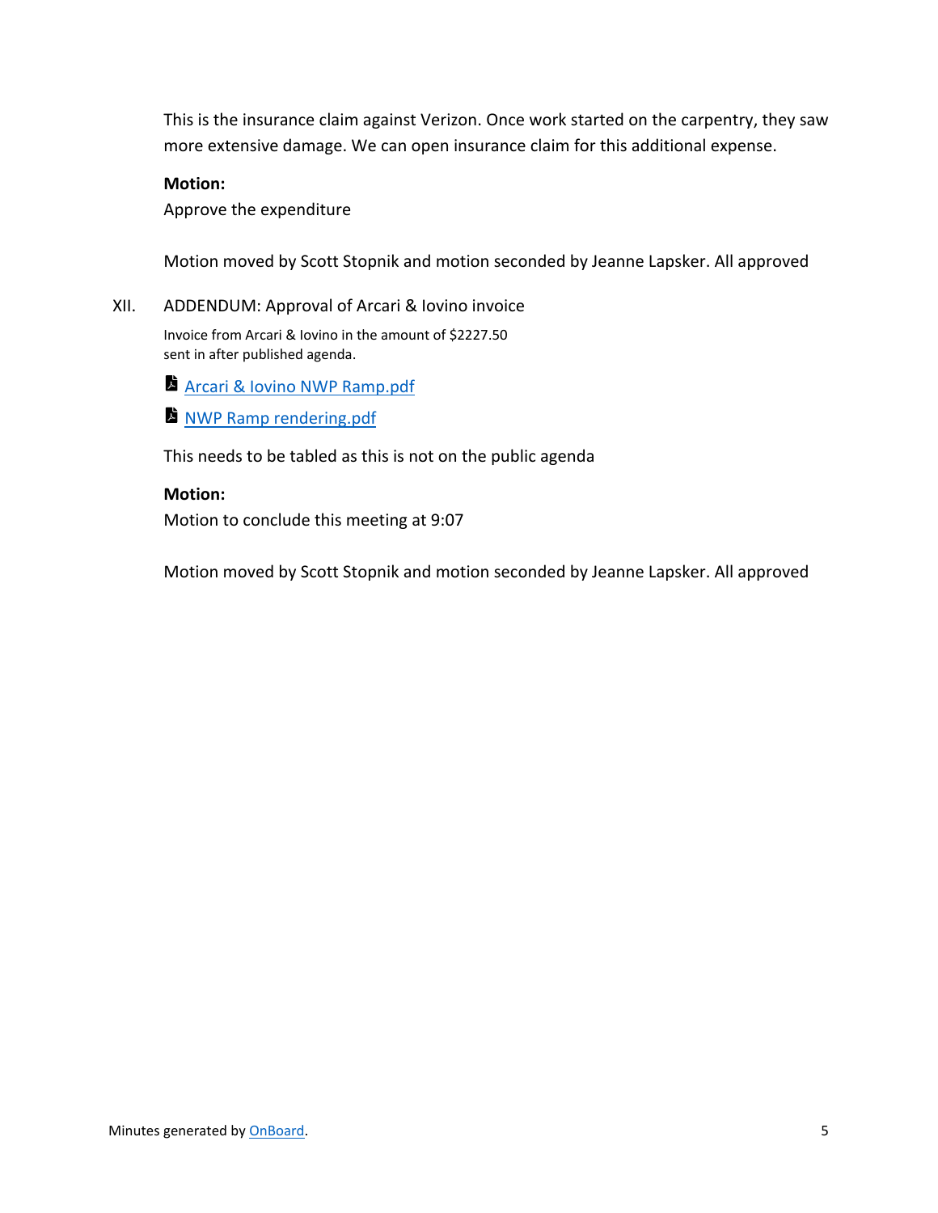This is the insurance claim against Verizon. Once work started on the carpentry, they saw more extensive damage. We can open insurance claim for this additional expense.

**Motion:**
Approve the expenditure

Motion moved by Scott Stopnik and motion seconded by Jeanne Lapsker. All approved

XII. ADDENDUM: Approval of Arcari & Iovino invoice

Invoice from Arcari & Iovino in the amount of $2227.50
sent in after published agenda.

- Arcari & Iovino NWP Ramp.pdf
- NWP Ramp rendering.pdf

This needs to be tabled as this is not on the public agenda

**Motion:**
Motion to conclude this meeting at 9:07

Motion moved by Scott Stopnik and motion seconded by Jeanne Lapsker. All approved